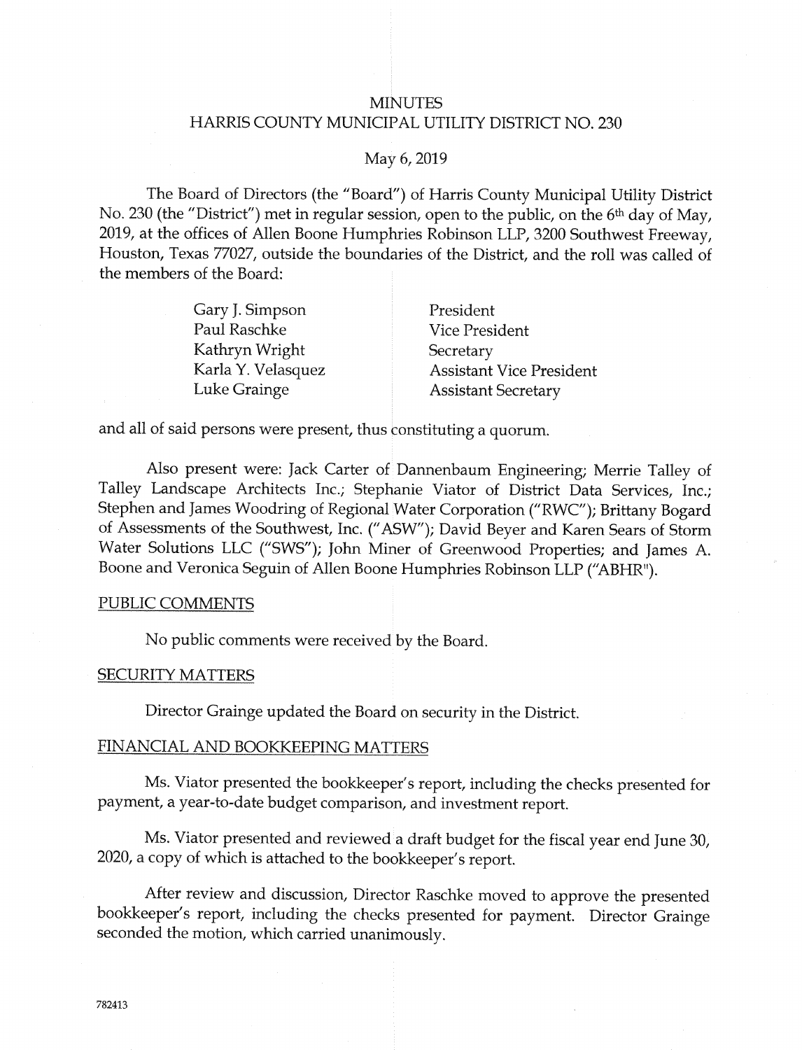# MINUTES
# HARRIS COUNTY MUNICIPAL UTILITY DISTRICT NO. 230

May 6, 2019

The Board of Directors (the "Board") of Harris County Municipal Utility District No. 230 (the "District") met in regular session, open to the public, on the 6th day of May, 2019, at the offices of Allen Boone Humphries Robinson LLP, 3200 Southwest Freeway, Houston, Texas 77027, outside the boundaries of the District, and the roll was called of the members of the Board:

| | |
|---|---|
| Gary J. Simpson | President |
| Paul Raschke | Vice President |
| Kathryn Wright | Secretary |
| Karla Y. Velasquez | Assistant Vice President |
| Luke Grainge | Assistant Secretary |

and all of said persons were present, thus constituting a quorum.

Also present were: Jack Carter of Dannenbaum Engineering; Merrie Talley of Talley Landscape Architects Inc.; Stephanie Viator of District Data Services, Inc.; Stephen and James Woodring of Regional Water Corporation ("RWC"); Brittany Bogard of Assessments of the Southwest, Inc. ("ASW"); David Beyer and Karen Sears of Storm Water Solutions LLC ("SWS"); John Miner of Greenwood Properties; and James A. Boone and Veronica Seguin of Allen Boone Humphries Robinson LLP ("ABHR").

## PUBLIC COMMENTS

No public comments were received by the Board.

## SECURITY MATTERS

Director Grainge updated the Board on security in the District.

## FINANCIAL AND BOOKKEEPING MATTERS

Ms. Viator presented the bookkeeper's report, including the checks presented for payment, a year-to-date budget comparison, and investment report.

Ms. Viator presented and reviewed a draft budget for the fiscal year end June 30, 2020, a copy of which is attached to the bookkeeper's report.

After review and discussion, Director Raschke moved to approve the presented bookkeeper's report, including the checks presented for payment. Director Grainge seconded the motion, which carried unanimously.

782413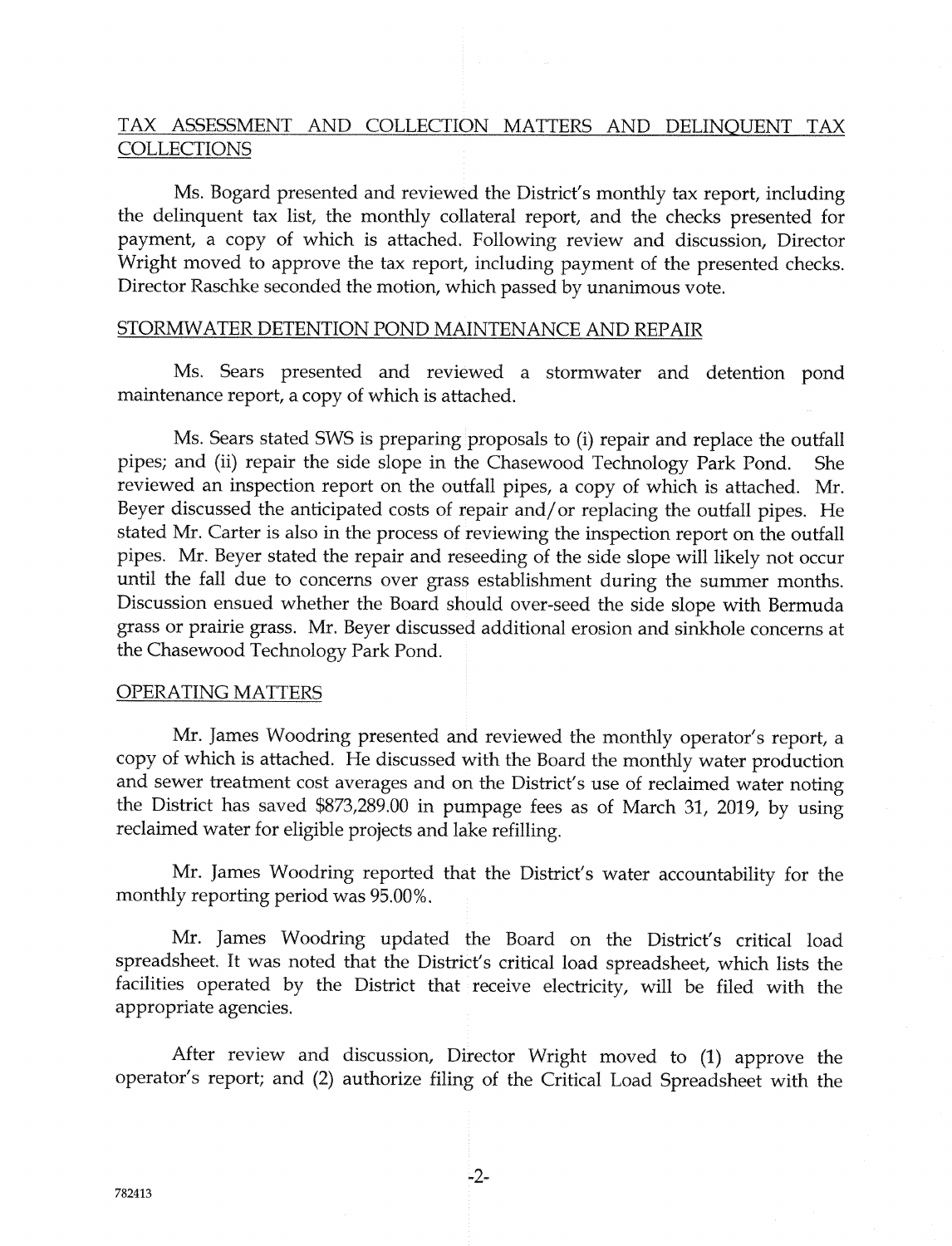## TAX ASSESSMENT AND COLLECTION MATTERS AND DELINQUENT TAX COLLECTIONS

Ms. Bogard presented and reviewed the District's monthly tax report, including the delinquent tax list, the monthly collateral report, and the checks presented for payment, a copy of which is attached. Following review and discussion, Director Wright moved to approve the tax report, including payment of the presented checks. Director Raschke seconded the motion, which passed by unanimous vote.

## STORMWATER DETENTION POND MAINTENANCE AND REPAIR

Ms. Sears presented and reviewed a stormwater and detention pond maintenance report, a copy of which is attached.

Ms. Sears stated SWS is preparing proposals to (i) repair and replace the outfall pipes; and (ii) repair the side slope in the Chasewood Technology Park Pond. She reviewed an inspection report on the outfall pipes, a copy of which is attached. Mr. Beyer discussed the anticipated costs of repair and/or replacing the outfall pipes. He stated Mr. Carter is also in the process of reviewing the inspection report on the outfall pipes. Mr. Beyer stated the repair and reseeding of the side slope will likely not occur until the fall due to concerns over grass establishment during the summer months. Discussion ensued whether the Board should over-seed the side slope with Bermuda grass or prairie grass. Mr. Beyer discussed additional erosion and sinkhole concerns at the Chasewood Technology Park Pond.

## OPERATING MATTERS

Mr. James Woodring presented and reviewed the monthly operator's report, a copy of which is attached. He discussed with the Board the monthly water production and sewer treatment cost averages and on the District's use of reclaimed water noting the District has saved $873,289.00 in pumpage fees as of March 31, 2019, by using reclaimed water for eligible projects and lake refilling.

Mr. James Woodring reported that the District's water accountability for the monthly reporting period was 95.00%.

Mr. James Woodring updated the Board on the District's critical load spreadsheet. It was noted that the District's critical load spreadsheet, which lists the facilities operated by the District that receive electricity, will be filed with the appropriate agencies.

After review and discussion, Director Wright moved to (1) approve the operator's report; and (2) authorize filing of the Critical Load Spreadsheet with the

782413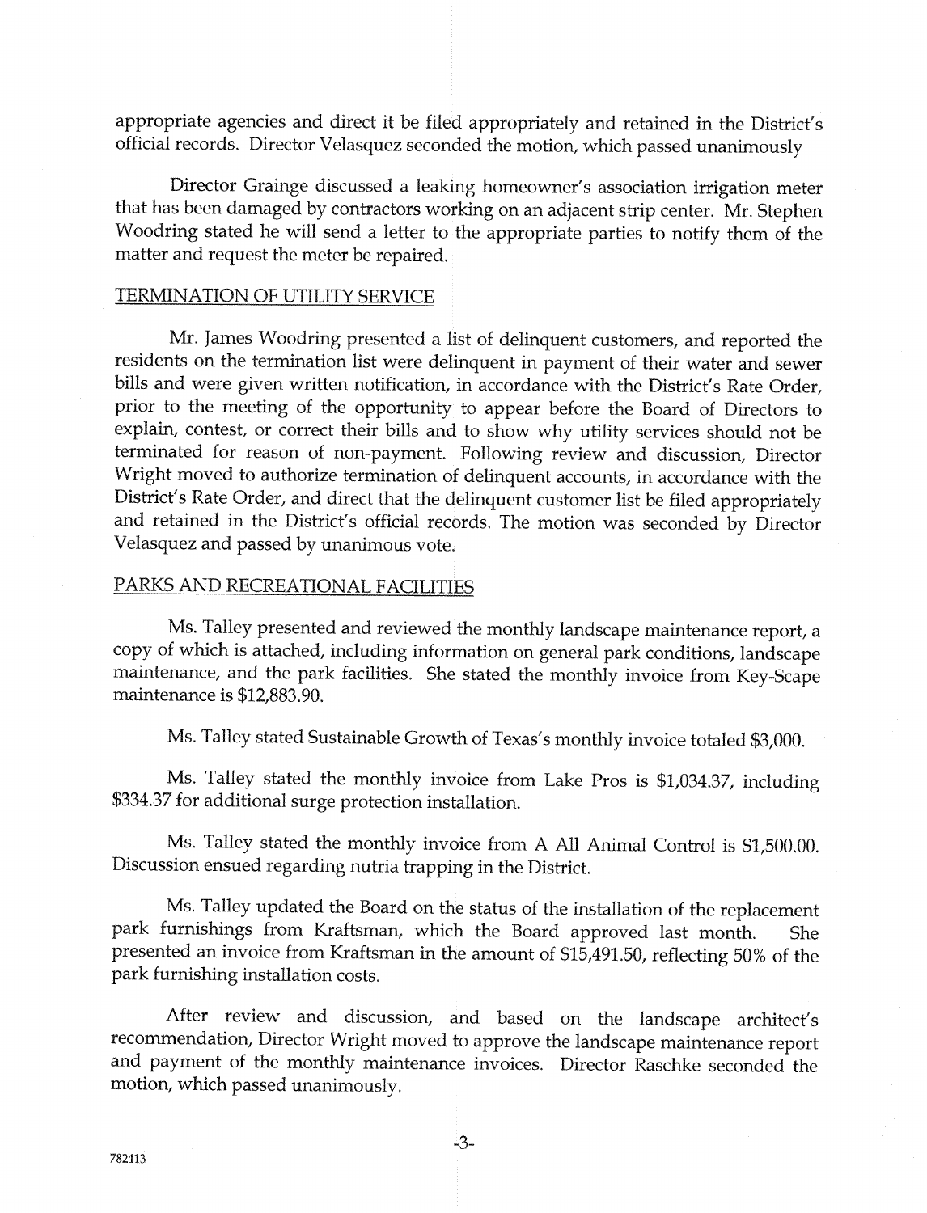appropriate agencies and direct it be filed appropriately and retained in the District's official records. Director Velasquez seconded the motion, which passed unanimously

Director Grainge discussed a leaking homeowner's association irrigation meter that has been damaged by contractors working on an adjacent strip center. Mr. Stephen Woodring stated he will send a letter to the appropriate parties to notify them of the matter and request the meter be repaired.

## TERMINATION OF UTILITY SERVICE

Mr. James Woodring presented a list of delinquent customers, and reported the residents on the termination list were delinquent in payment of their water and sewer bills and were given written notification, in accordance with the District's Rate Order, prior to the meeting of the opportunity to appear before the Board of Directors to explain, contest, or correct their bills and to show why utility services should not be terminated for reason of non-payment. Following review and discussion, Director Wright moved to authorize termination of delinquent accounts, in accordance with the District's Rate Order, and direct that the delinquent customer list be filed appropriately and retained in the District's official records. The motion was seconded by Director Velasquez and passed by unanimous vote.

## PARKS AND RECREATIONAL FACILITIES

Ms. Talley presented and reviewed the monthly landscape maintenance report, a copy of which is attached, including information on general park conditions, landscape maintenance, and the park facilities. She stated the monthly invoice from Key-Scape maintenance is $12,883.90.

Ms. Talley stated Sustainable Growth of Texas's monthly invoice totaled $3,000.

Ms. Talley stated the monthly invoice from Lake Pros is $1,034.37, including $334.37 for additional surge protection installation.

Ms. Talley stated the monthly invoice from A All Animal Control is $1,500.00. Discussion ensued regarding nutria trapping in the District.

Ms. Talley updated the Board on the status of the installation of the replacement park furnishings from Kraftsman, which the Board approved last month. She presented an invoice from Kraftsman in the amount of $15,491.50, reflecting 50% of the park furnishing installation costs.

After review and discussion, and based on the landscape architect's recommendation, Director Wright moved to approve the landscape maintenance report and payment of the monthly maintenance invoices. Director Raschke seconded the motion, which passed unanimously.

782413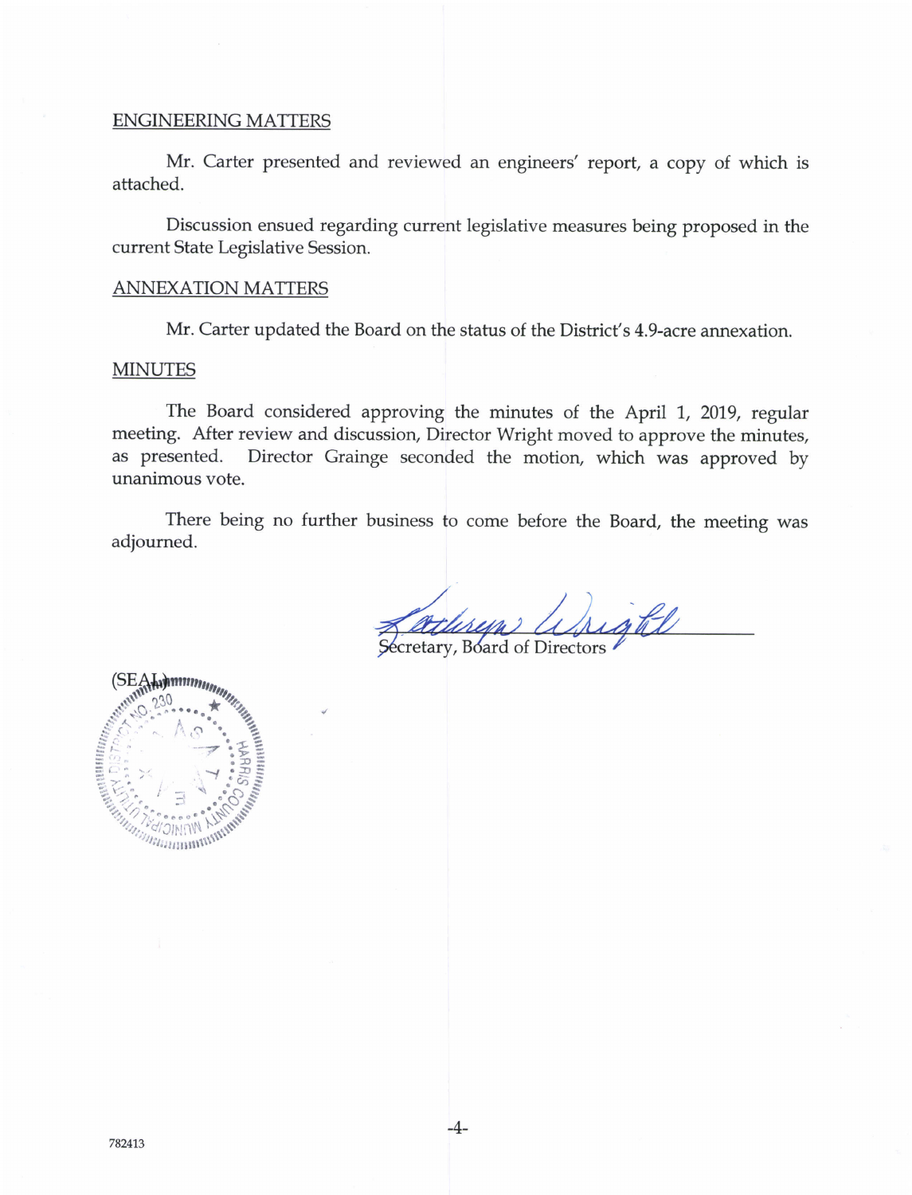ENGINEERING MATTERS

Mr. Carter presented and reviewed an engineers' report, a copy of which is attached.

Discussion ensued regarding current legislative measures being proposed in the current State Legislative Session.

ANNEXATION MATTERS

Mr. Carter updated the Board on the status of the District's 4.9-acre annexation.

MINUTES

The Board considered approving the minutes of the April 1, 2019, regular meeting. After review and discussion, Director Wright moved to approve the minutes, as presented. Director Grainge seconded the motion, which was approved by unanimous vote.

There being no further business to come before the Board, the meeting was adjourned.

Secretary, Board of Directors

(SEAL)

782413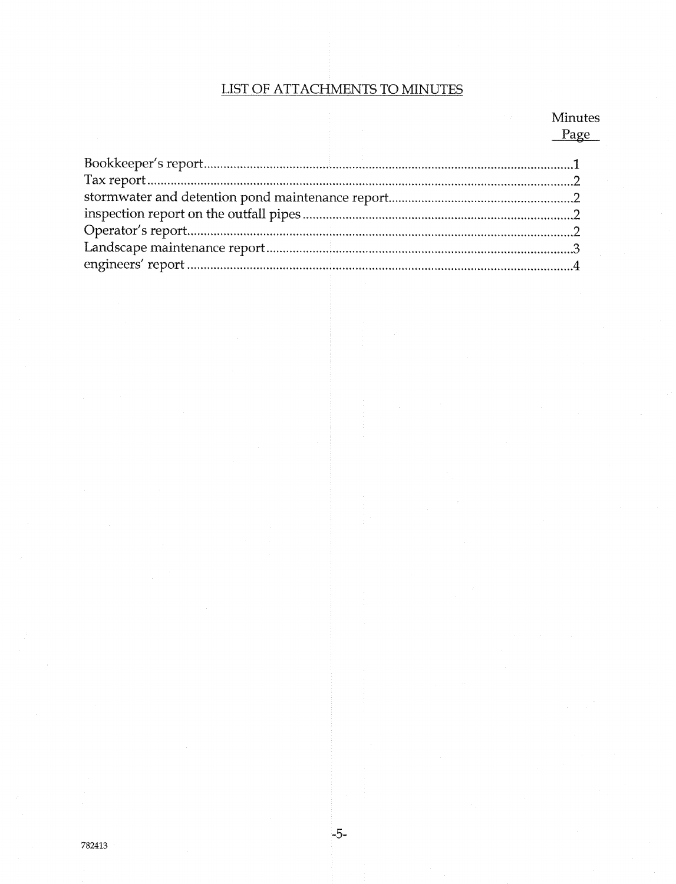# LIST OF ATTACHMENTS TO MINUTES

| | Minutes Page |
|---|---|
| Bookkeeper's report | 1 |
| Tax report | 2 |
| stormwater and detention pond maintenance report | 2 |
| inspection report on the outfall pipes | 2 |
| Operator's report | 2 |
| Landscape maintenance report | 3 |
| engineers' report | 4 |

782413